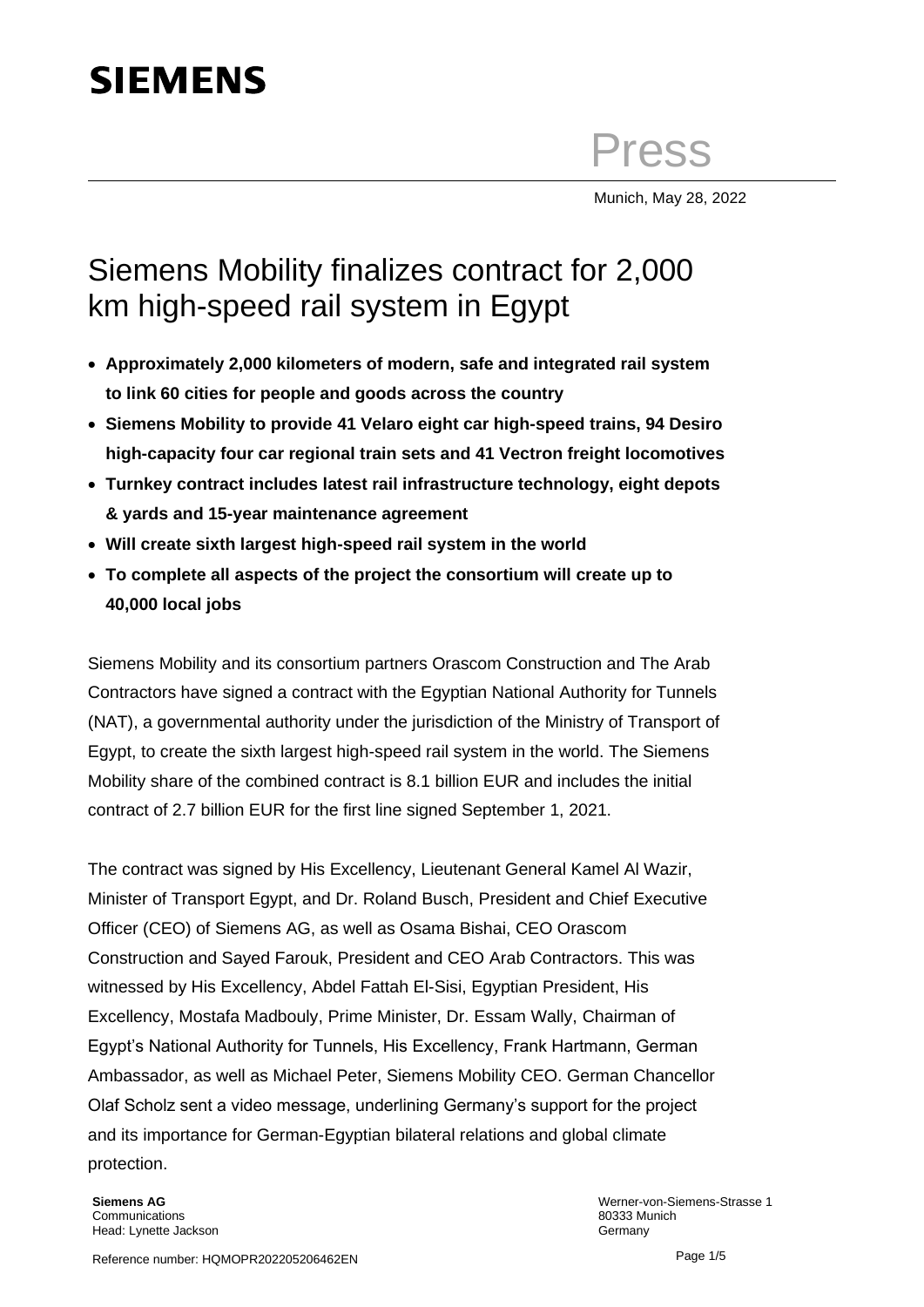SIEMENS

Press

Munich, May 28, 2022

# Siemens Mobility finalizes contract for 2,000 km high-speed rail system in Egypt

- **Approximately 2,000 kilometers of modern, safe and integrated rail system to link 60 cities for people and goods across the country**
- **Siemens Mobility to provide 41 Velaro eight car high-speed trains, 94 Desiro high-capacity four car regional train sets and 41 Vectron freight locomotives**
- **Turnkey contract includes latest rail infrastructure technology, eight depots & yards and 15-year maintenance agreement**
- **Will create sixth largest high-speed rail system in the world**
- **To complete all aspects of the project the consortium will create up to 40,000 local jobs**

Siemens Mobility and its consortium partners Orascom Construction and The Arab Contractors have signed a contract with the Egyptian National Authority for Tunnels (NAT), a governmental authority under the jurisdiction of the Ministry of Transport of Egypt, to create the sixth largest high-speed rail system in the world. The Siemens Mobility share of the combined contract is 8.1 billion EUR and includes the initial contract of 2.7 billion EUR for the first line signed September 1, 2021.

The contract was signed by His Excellency, Lieutenant General Kamel Al Wazir, Minister of Transport Egypt, and Dr. Roland Busch, President and Chief Executive Officer (CEO) of Siemens AG, as well as Osama Bishai, CEO Orascom Construction and Sayed Farouk, President and CEO Arab Contractors. This was witnessed by His Excellency, Abdel Fattah El-Sisi, Egyptian President, His Excellency, Mostafa Madbouly, Prime Minister, Dr. Essam Wally, Chairman of Egypt's National Authority for Tunnels, His Excellency, Frank Hartmann, German Ambassador, as well as Michael Peter, Siemens Mobility CEO. German Chancellor Olaf Scholz sent a video message, underlining Germany's support for the project and its importance for German-Egyptian bilateral relations and global climate protection.

**Siemens AG**
Communications
Head: Lynette Jackson

Werner-von-Siemens-Strasse 1
80333 Munich
Germany

Reference number: HQMOPR202205206462EN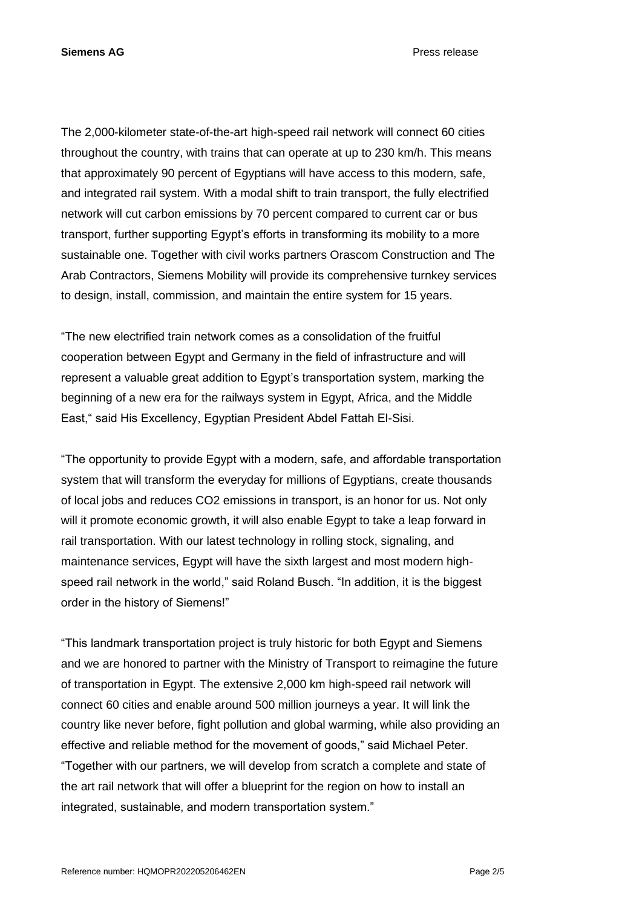The 2,000-kilometer state-of-the-art high-speed rail network will connect 60 cities throughout the country, with trains that can operate at up to 230 km/h. This means that approximately 90 percent of Egyptians will have access to this modern, safe, and integrated rail system. With a modal shift to train transport, the fully electrified network will cut carbon emissions by 70 percent compared to current car or bus transport, further supporting Egypt's efforts in transforming its mobility to a more sustainable one. Together with civil works partners Orascom Construction and The Arab Contractors, Siemens Mobility will provide its comprehensive turnkey services to design, install, commission, and maintain the entire system for 15 years.

"The new electrified train network comes as a consolidation of the fruitful cooperation between Egypt and Germany in the field of infrastructure and will represent a valuable great addition to Egypt's transportation system, marking the beginning of a new era for the railways system in Egypt, Africa, and the Middle East," said His Excellency, Egyptian President Abdel Fattah El-Sisi.

"The opportunity to provide Egypt with a modern, safe, and affordable transportation system that will transform the everyday for millions of Egyptians, create thousands of local jobs and reduces $CO_2$ emissions in transport, is an honor for us. Not only will it promote economic growth, it will also enable Egypt to take a leap forward in rail transportation. With our latest technology in rolling stock, signaling, and maintenance services, Egypt will have the sixth largest and most modern high-speed rail network in the world," said Roland Busch. "In addition, it is the biggest order in the history of Siemens!"

"This landmark transportation project is truly historic for both Egypt and Siemens and we are honored to partner with the Ministry of Transport to reimagine the future of transportation in Egypt. The extensive 2,000 km high-speed rail network will connect 60 cities and enable around 500 million journeys a year. It will link the country like never before, fight pollution and global warming, while also providing an effective and reliable method for the movement of goods," said Michael Peter. "Together with our partners, we will develop from scratch a complete and state of the art rail network that will offer a blueprint for the region on how to install an integrated, sustainable, and modern transportation system."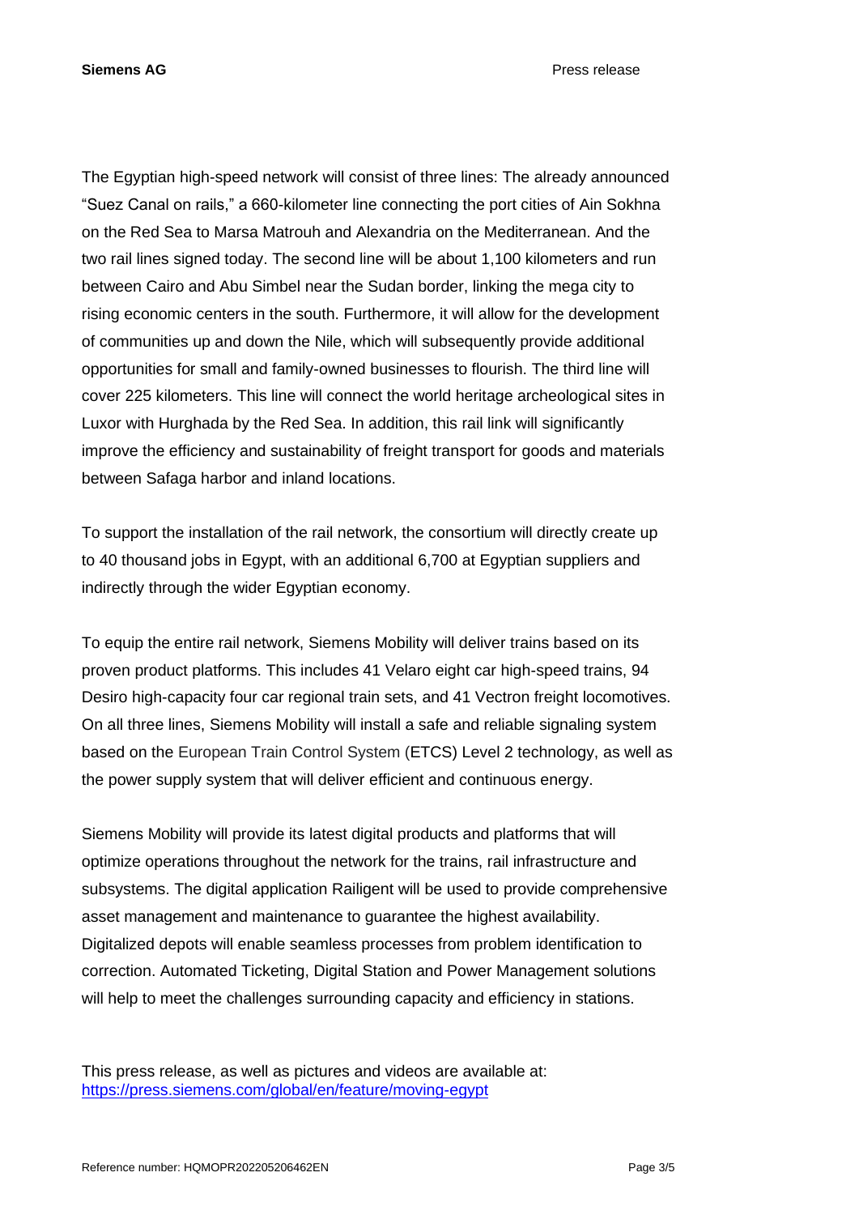The Egyptian high-speed network will consist of three lines: The already announced "Suez Canal on rails," a 660-kilometer line connecting the port cities of Ain Sokhna on the Red Sea to Marsa Matrouh and Alexandria on the Mediterranean. And the two rail lines signed today. The second line will be about 1,100 kilometers and run between Cairo and Abu Simbel near the Sudan border, linking the mega city to rising economic centers in the south. Furthermore, it will allow for the development of communities up and down the Nile, which will subsequently provide additional opportunities for small and family-owned businesses to flourish. The third line will cover 225 kilometers. This line will connect the world heritage archeological sites in Luxor with Hurghada by the Red Sea. In addition, this rail link will significantly improve the efficiency and sustainability of freight transport for goods and materials between Safaga harbor and inland locations.

To support the installation of the rail network, the consortium will directly create up to 40 thousand jobs in Egypt, with an additional 6,700 at Egyptian suppliers and indirectly through the wider Egyptian economy.

To equip the entire rail network, Siemens Mobility will deliver trains based on its proven product platforms. This includes 41 Velaro eight car high-speed trains, 94 Desiro high-capacity four car regional train sets, and 41 Vectron freight locomotives. On all three lines, Siemens Mobility will install a safe and reliable signaling system based on the European Train Control System (ETCS) Level 2 technology, as well as the power supply system that will deliver efficient and continuous energy.

Siemens Mobility will provide its latest digital products and platforms that will optimize operations throughout the network for the trains, rail infrastructure and subsystems. The digital application Railigent will be used to provide comprehensive asset management and maintenance to guarantee the highest availability. Digitalized depots will enable seamless processes from problem identification to correction. Automated Ticketing, Digital Station and Power Management solutions will help to meet the challenges surrounding capacity and efficiency in stations.

This press release, as well as pictures and videos are available at:
https://press.siemens.com/global/en/feature/moving-egypt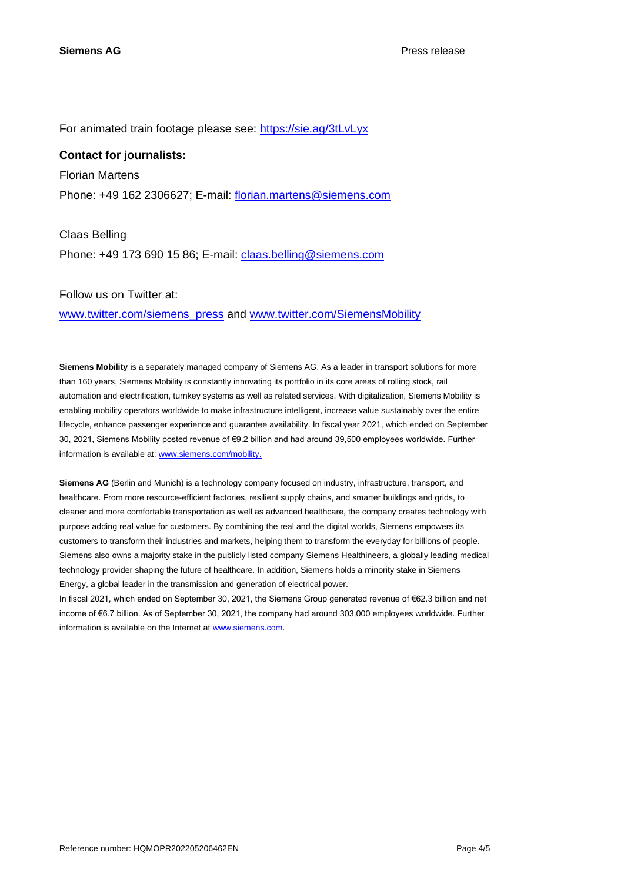For animated train footage please see: https://sie.ag/3tLvLyx

**Contact for journalists:**

Florian Martens

Phone: +49 162 2306627; E-mail: florian.martens@siemens.com

Claas Belling

Phone: +49 173 690 15 86; E-mail: claas.belling@siemens.com

Follow us on Twitter at:

www.twitter.com/siemens_press and www.twitter.com/SiemensMobility

**Siemens Mobility** is a separately managed company of Siemens AG. As a leader in transport solutions for more than 160 years, Siemens Mobility is constantly innovating its portfolio in its core areas of rolling stock, rail automation and electrification, turnkey systems as well as related services. With digitalization, Siemens Mobility is enabling mobility operators worldwide to make infrastructure intelligent, increase value sustainably over the entire lifecycle, enhance passenger experience and guarantee availability. In fiscal year 2021, which ended on September 30, 2021, Siemens Mobility posted revenue of €9.2 billion and had around 39,500 employees worldwide. Further information is available at: www.siemens.com/mobility.

**Siemens AG** (Berlin and Munich) is a technology company focused on industry, infrastructure, transport, and healthcare. From more resource-efficient factories, resilient supply chains, and smarter buildings and grids, to cleaner and more comfortable transportation as well as advanced healthcare, the company creates technology with purpose adding real value for customers. By combining the real and the digital worlds, Siemens empowers its customers to transform their industries and markets, helping them to transform the everyday for billions of people. Siemens also owns a majority stake in the publicly listed company Siemens Healthineers, a globally leading medical technology provider shaping the future of healthcare. In addition, Siemens holds a minority stake in Siemens Energy, a global leader in the transmission and generation of electrical power.

In fiscal 2021, which ended on September 30, 2021, the Siemens Group generated revenue of €62.3 billion and net income of €6.7 billion. As of September 30, 2021, the company had around 303,000 employees worldwide. Further information is available on the Internet at www.siemens.com.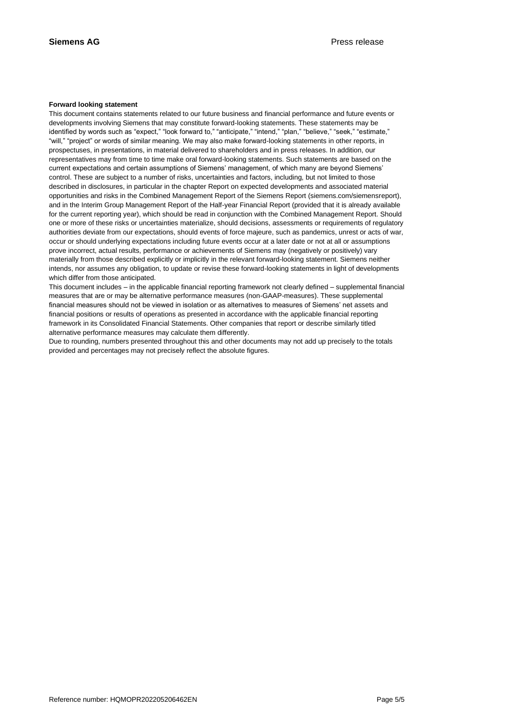**Forward looking statement**

This document contains statements related to our future business and financial performance and future events or developments involving Siemens that may constitute forward-looking statements. These statements may be identified by words such as "expect," "look forward to," "anticipate," "intend," "plan," "believe," "seek," "estimate," "will," "project" or words of similar meaning. We may also make forward-looking statements in other reports, in prospectuses, in presentations, in material delivered to shareholders and in press releases. In addition, our representatives may from time to time make oral forward-looking statements. Such statements are based on the current expectations and certain assumptions of Siemens' management, of which many are beyond Siemens' control. These are subject to a number of risks, uncertainties and factors, including, but not limited to those described in disclosures, in particular in the chapter Report on expected developments and associated material opportunities and risks in the Combined Management Report of the Siemens Report (siemens.com/siemensreport), and in the Interim Group Management Report of the Half-year Financial Report (provided that it is already available for the current reporting year), which should be read in conjunction with the Combined Management Report. Should one or more of these risks or uncertainties materialize, should decisions, assessments or requirements of regulatory authorities deviate from our expectations, should events of force majeure, such as pandemics, unrest or acts of war, occur or should underlying expectations including future events occur at a later date or not at all or assumptions prove incorrect, actual results, performance or achievements of Siemens may (negatively or positively) vary materially from those described explicitly or implicitly in the relevant forward-looking statement. Siemens neither intends, nor assumes any obligation, to update or revise these forward-looking statements in light of developments which differ from those anticipated.

This document includes – in the applicable financial reporting framework not clearly defined – supplemental financial measures that are or may be alternative performance measures (non-GAAP-measures). These supplemental financial measures should not be viewed in isolation or as alternatives to measures of Siemens' net assets and financial positions or results of operations as presented in accordance with the applicable financial reporting framework in its Consolidated Financial Statements. Other companies that report or describe similarly titled alternative performance measures may calculate them differently.

Due to rounding, numbers presented throughout this and other documents may not add up precisely to the totals provided and percentages may not precisely reflect the absolute figures.

Reference number: HQMOPR202205206462EN